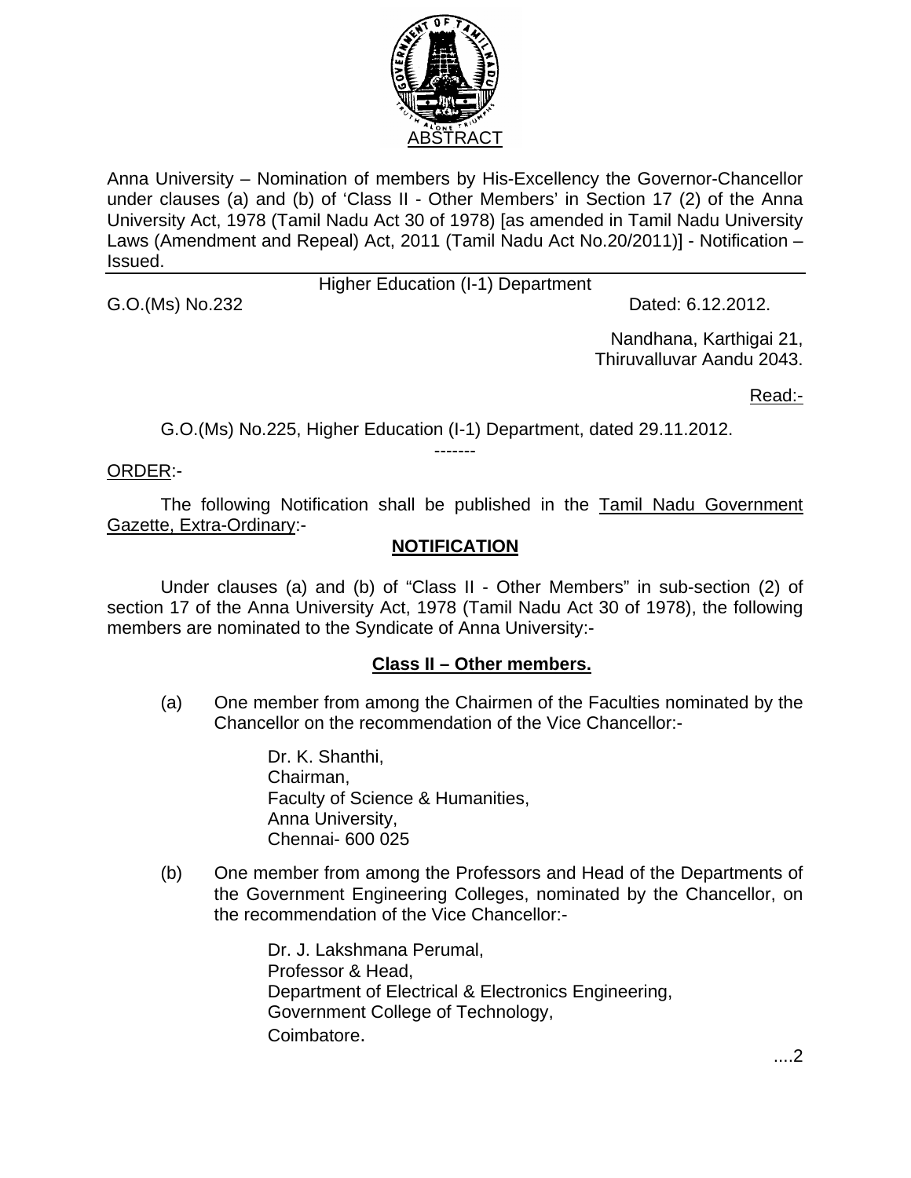# ABSTRACT

Anna University – Nomination of members by His-Excellency the Governor-Chancellor under clauses (a) and (b) of 'Class II - Other Members' in Section 17 (2) of the Anna University Act, 1978 (Tamil Nadu Act 30 of 1978) [as amended in Tamil Nadu University Laws (Amendment and Repeal) Act, 2011 (Tamil Nadu Act No.20/2011)] - Notification – Issued.

Higher Education (I-1) Department

G.O.(Ms) No.232 Dated: 6.12.2012.

Nandhana, Karthigai 21,
Thiruvalluvar Aandu 2043.

Read:-

G.O.(Ms) No.225, Higher Education (I-1) Department, dated 29.11.2012.

-------

ORDER:-

The following Notification shall be published in the Tamil Nadu Government Gazette, Extra-Ordinary:-

**NOTIFICATION**

Under clauses (a) and (b) of "Class II - Other Members" in sub-section (2) of section 17 of the Anna University Act, 1978 (Tamil Nadu Act 30 of 1978), the following members are nominated to the Syndicate of Anna University:-

**Class II – Other members.**

(a) One member from among the Chairmen of the Faculties nominated by the Chancellor on the recommendation of the Vice Chancellor:-

Dr. K. Shanthi,
Chairman,
Faculty of Science & Humanities,
Anna University,
Chennai- 600 025

(b) One member from among the Professors and Head of the Departments of the Government Engineering Colleges, nominated by the Chancellor, on the recommendation of the Vice Chancellor:-

Dr. J. Lakshmana Perumal,
Professor & Head,
Department of Electrical & Electronics Engineering,
Government College of Technology,
Coimbatore.

....2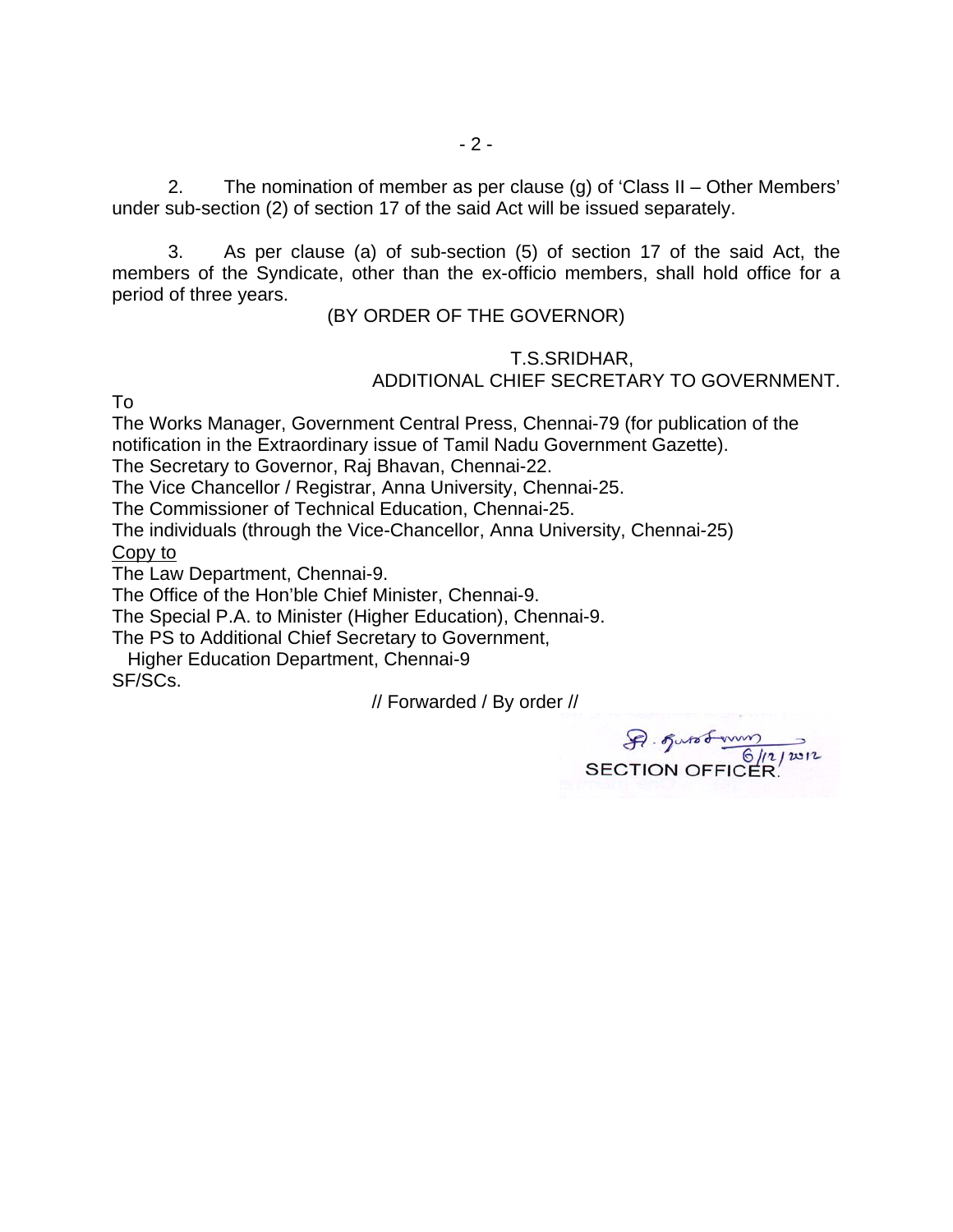2. The nomination of member as per clause (g) of 'Class II – Other Members' under sub-section (2) of section 17 of the said Act will be issued separately.

3. As per clause (a) of sub-section (5) of section 17 of the said Act, the members of the Syndicate, other than the ex-officio members, shall hold office for a period of three years.

(BY ORDER OF THE GOVERNOR)

T.S.SRIDHAR,
ADDITIONAL CHIEF SECRETARY TO GOVERNMENT.

To

The Works Manager, Government Central Press, Chennai-79 (for publication of the notification in the Extraordinary issue of Tamil Nadu Government Gazette).
The Secretary to Governor, Raj Bhavan, Chennai-22.
The Vice Chancellor / Registrar, Anna University, Chennai-25.
The Commissioner of Technical Education, Chennai-25.
The individuals (through the Vice-Chancellor, Anna University, Chennai-25)

Copy to

The Law Department, Chennai-9.
The Office of the Hon'ble Chief Minister, Chennai-9.
The Special P.A. to Minister (Higher Education), Chennai-9.
The PS to Additional Chief Secretary to Government,
Higher Education Department, Chennai-9
SF/SCs.

// Forwarded / By order //

6/12/2012
SECTION OFFICER.